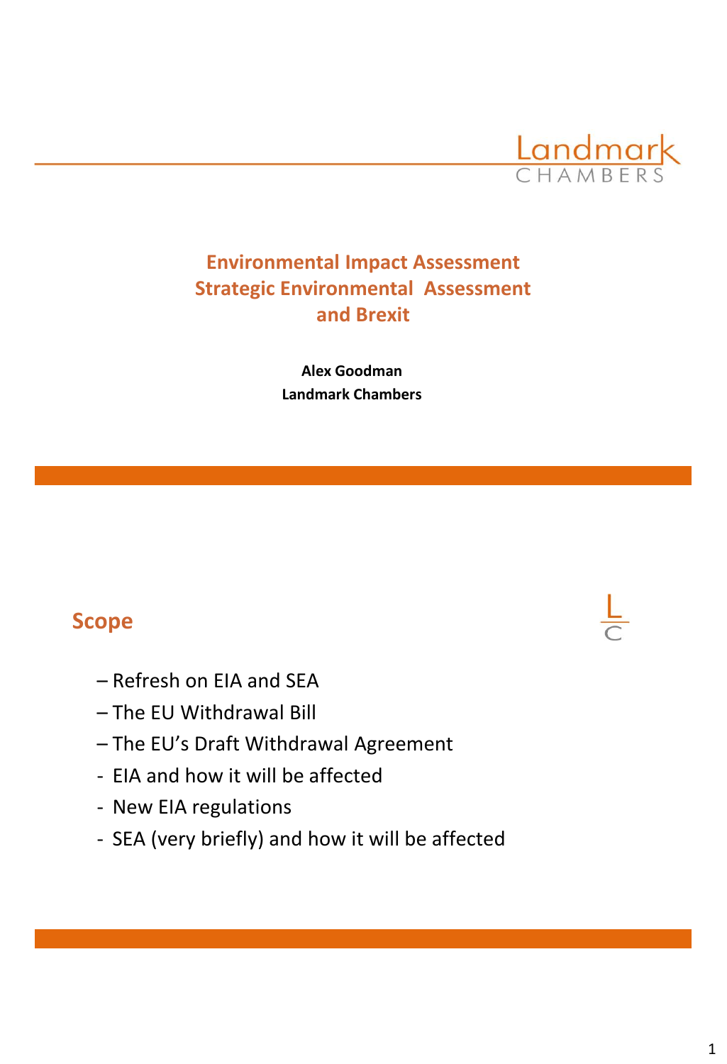# Environmental Impact Assessment Strategic Environmental Assessment and Brexit

**Alex Goodman**
**Landmark Chambers**

## Scope

– Refresh on EIA and SEA
– The EU Withdrawal Bill
– The EU's Draft Withdrawal Agreement
- EIA and how it will be affected
- New EIA regulations
- SEA (very briefly) and how it will be affected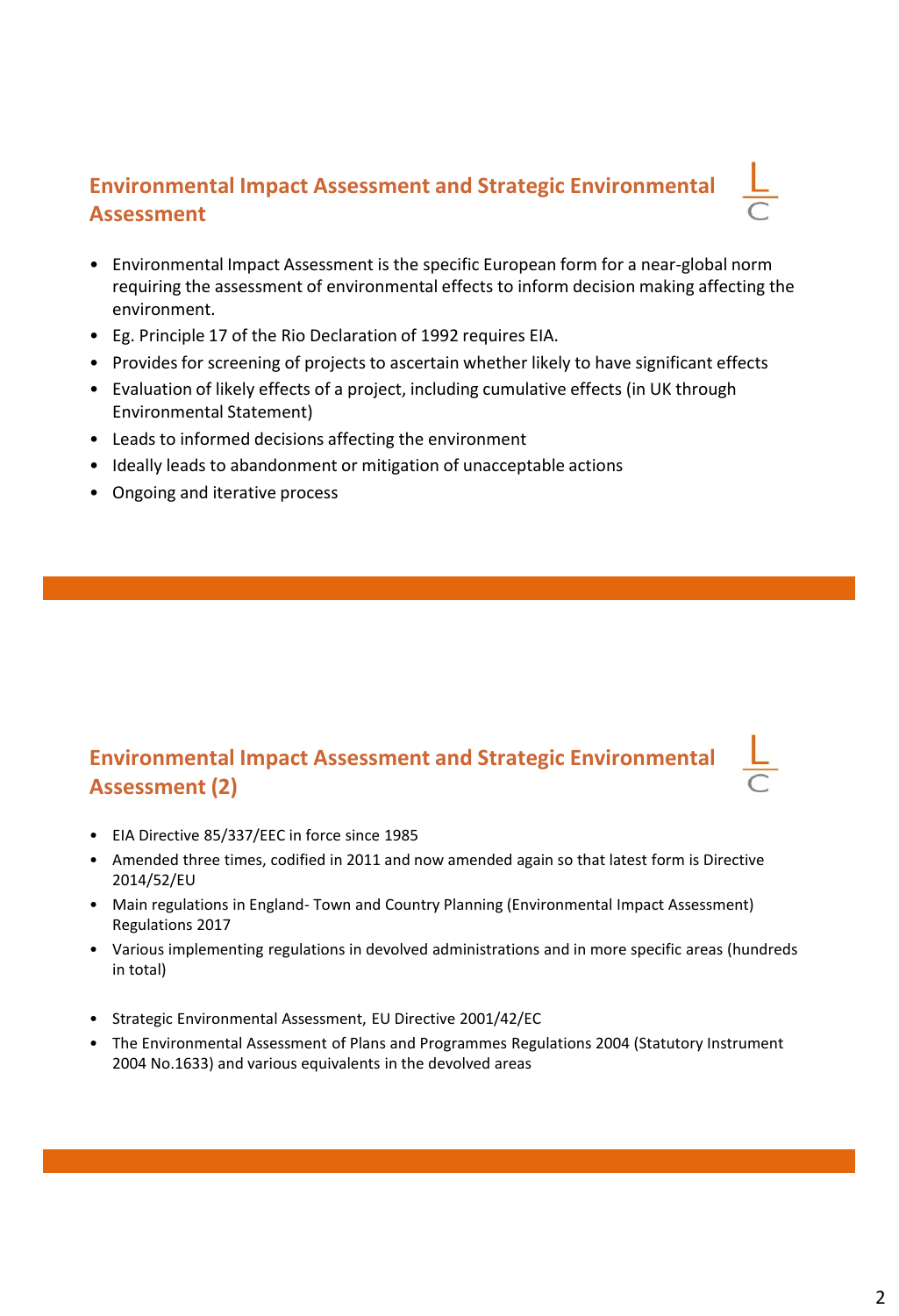## Environmental Impact Assessment and Strategic Environmental Assessment

- Environmental Impact Assessment is the specific European form for a near-global norm requiring the assessment of environmental effects to inform decision making affecting the environment.
- Eg. Principle 17 of the Rio Declaration of 1992 requires EIA.
- Provides for screening of projects to ascertain whether likely to have significant effects
- Evaluation of likely effects of a project, including cumulative effects (in UK through Environmental Statement)
- Leads to informed decisions affecting the environment
- Ideally leads to abandonment or mitigation of unacceptable actions
- Ongoing and iterative process

## Environmental Impact Assessment and Strategic Environmental Assessment (2)

- EIA Directive 85/337/EEC in force since 1985
- Amended three times, codified in 2011 and now amended again so that latest form is Directive 2014/52/EU
- Main regulations in England- Town and Country Planning (Environmental Impact Assessment) Regulations 2017
- Various implementing regulations in devolved administrations and in more specific areas (hundreds in total)

- Strategic Environmental Assessment, EU Directive 2001/42/EC
- The Environmental Assessment of Plans and Programmes Regulations 2004 (Statutory Instrument 2004 No.1633) and various equivalents in the devolved areas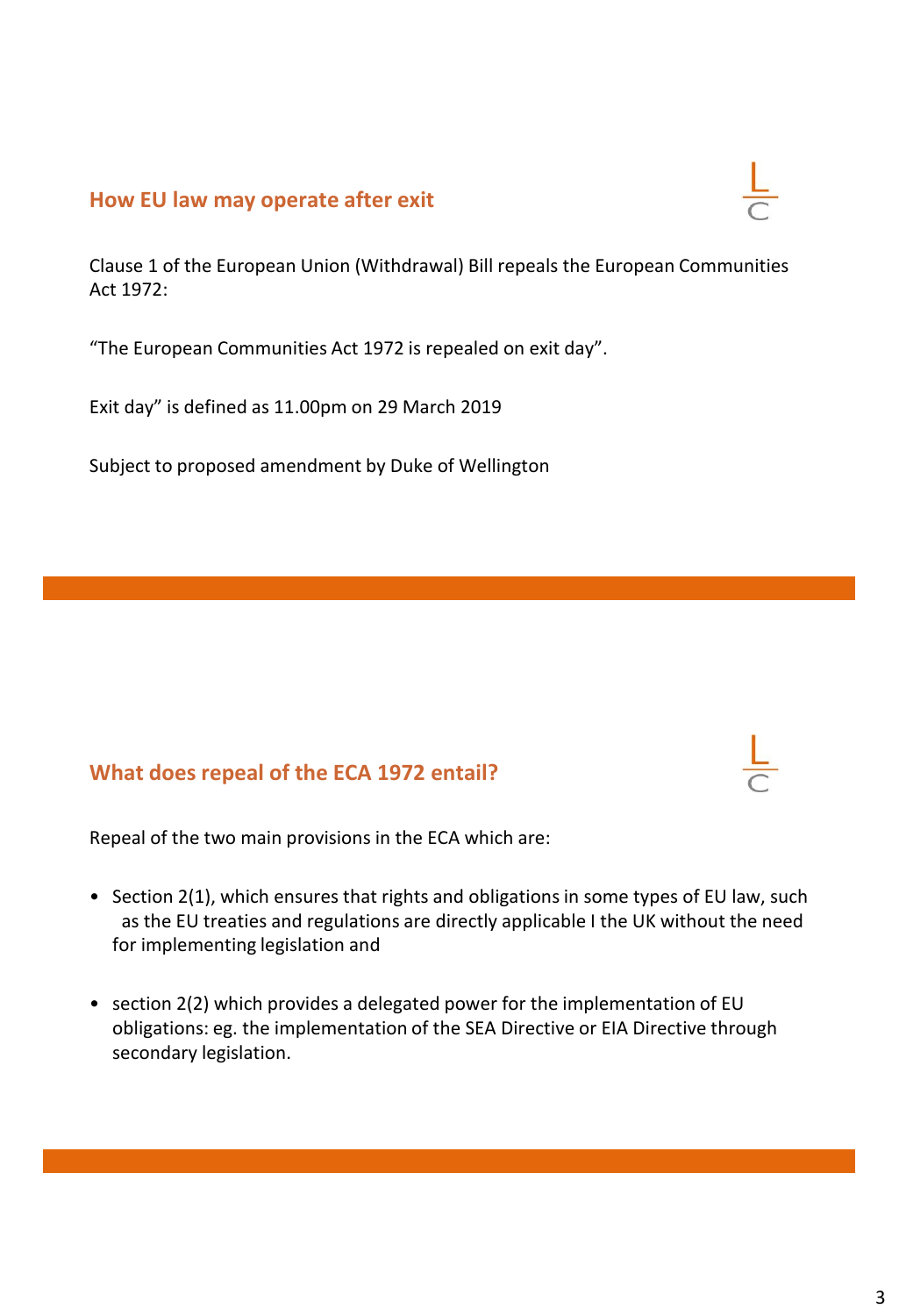## How EU law may operate after exit

Clause 1 of the European Union (Withdrawal) Bill repeals the European Communities Act 1972:

"The European Communities Act 1972 is repealed on exit day".

Exit day" is defined as 11.00pm on 29 March 2019

Subject to proposed amendment by Duke of Wellington

## What does repeal of the ECA 1972 entail?

Repeal of the two main provisions in the ECA which are:

- Section 2(1), which ensures that rights and obligations in some types of EU law, such as the EU treaties and regulations are directly applicable I the UK without the need for implementing legislation and
- section 2(2) which provides a delegated power for the implementation of EU obligations: eg. the implementation of the SEA Directive or EIA Directive through secondary legislation.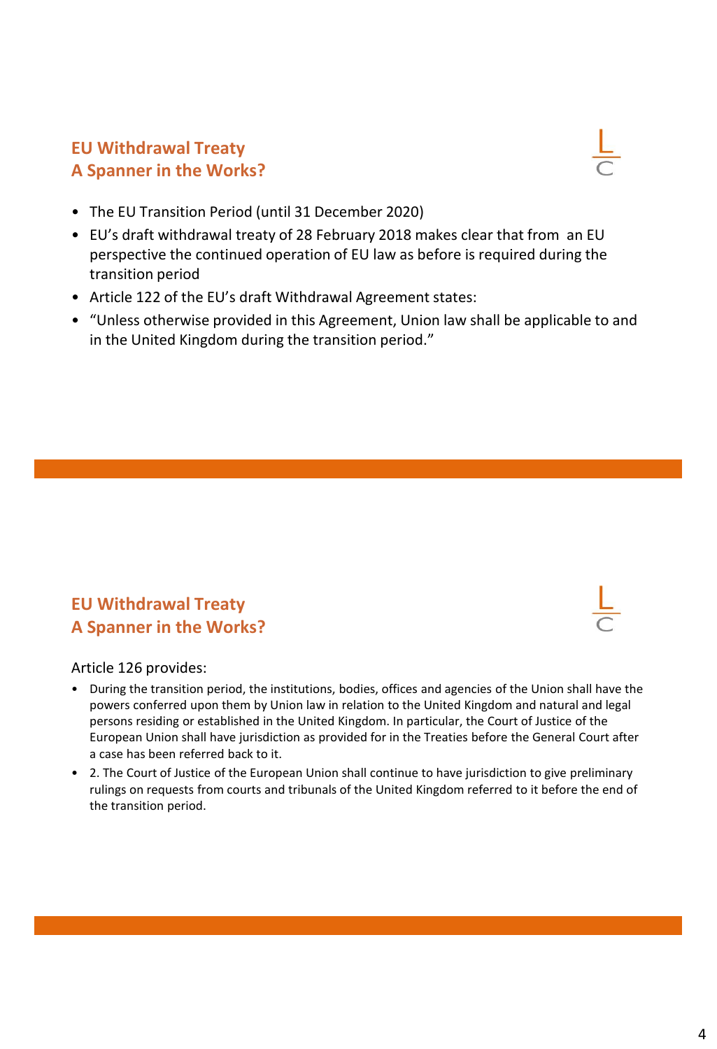## EU Withdrawal Treaty
## A Spanner in the Works?

- The EU Transition Period (until 31 December 2020)
- EU's draft withdrawal treaty of 28 February 2018 makes clear that from an EU perspective the continued operation of EU law as before is required during the transition period
- Article 122 of the EU's draft Withdrawal Agreement states:
- "Unless otherwise provided in this Agreement, Union law shall be applicable to and in the United Kingdom during the transition period."

## EU Withdrawal Treaty
## A Spanner in the Works?

Article 126 provides:

- During the transition period, the institutions, bodies, offices and agencies of the Union shall have the powers conferred upon them by Union law in relation to the United Kingdom and natural and legal persons residing or established in the United Kingdom. In particular, the Court of Justice of the European Union shall have jurisdiction as provided for in the Treaties before the General Court after a case has been referred back to it.
- 2. The Court of Justice of the European Union shall continue to have jurisdiction to give preliminary rulings on requests from courts and tribunals of the United Kingdom referred to it before the end of the transition period.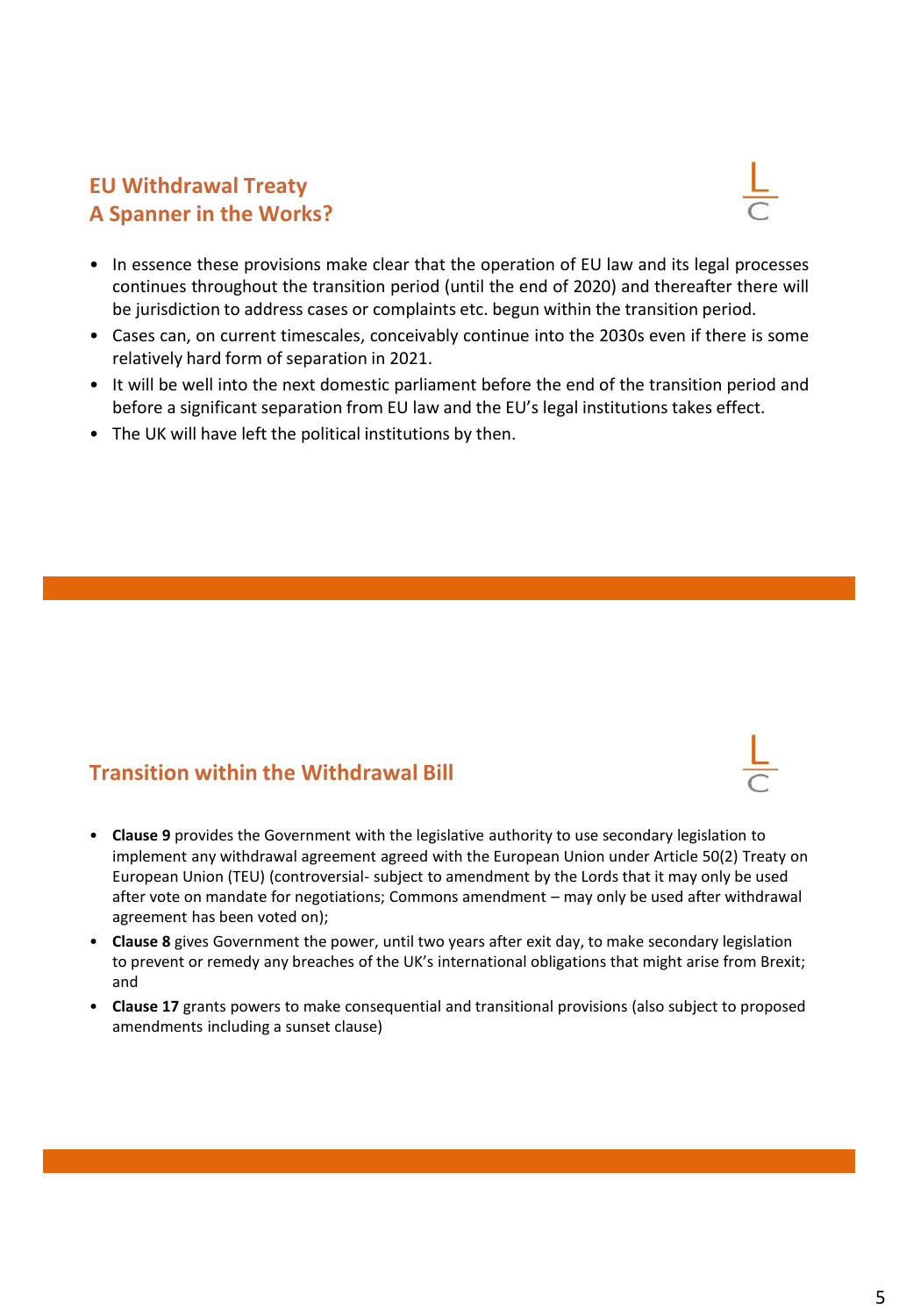## EU Withdrawal Treaty
## A Spanner in the Works?

- In essence these provisions make clear that the operation of EU law and its legal processes continues throughout the transition period (until the end of 2020) and thereafter there will be jurisdiction to address cases or complaints etc. begun within the transition period.
- Cases can, on current timescales, conceivably continue into the 2030s even if there is some relatively hard form of separation in 2021.
- It will be well into the next domestic parliament before the end of the transition period and before a significant separation from EU law and the EU's legal institutions takes effect.
- The UK will have left the political institutions by then.

## Transition within the Withdrawal Bill

- **Clause 9** provides the Government with the legislative authority to use secondary legislation to implement any withdrawal agreement agreed with the European Union under Article 50(2) Treaty on European Union (TEU) (controversial- subject to amendment by the Lords that it may only be used after vote on mandate for negotiations; Commons amendment – may only be used after withdrawal agreement has been voted on);
- **Clause 8** gives Government the power, until two years after exit day, to make secondary legislation to prevent or remedy any breaches of the UK's international obligations that might arise from Brexit; and
- **Clause 17** grants powers to make consequential and transitional provisions (also subject to proposed amendments including a sunset clause)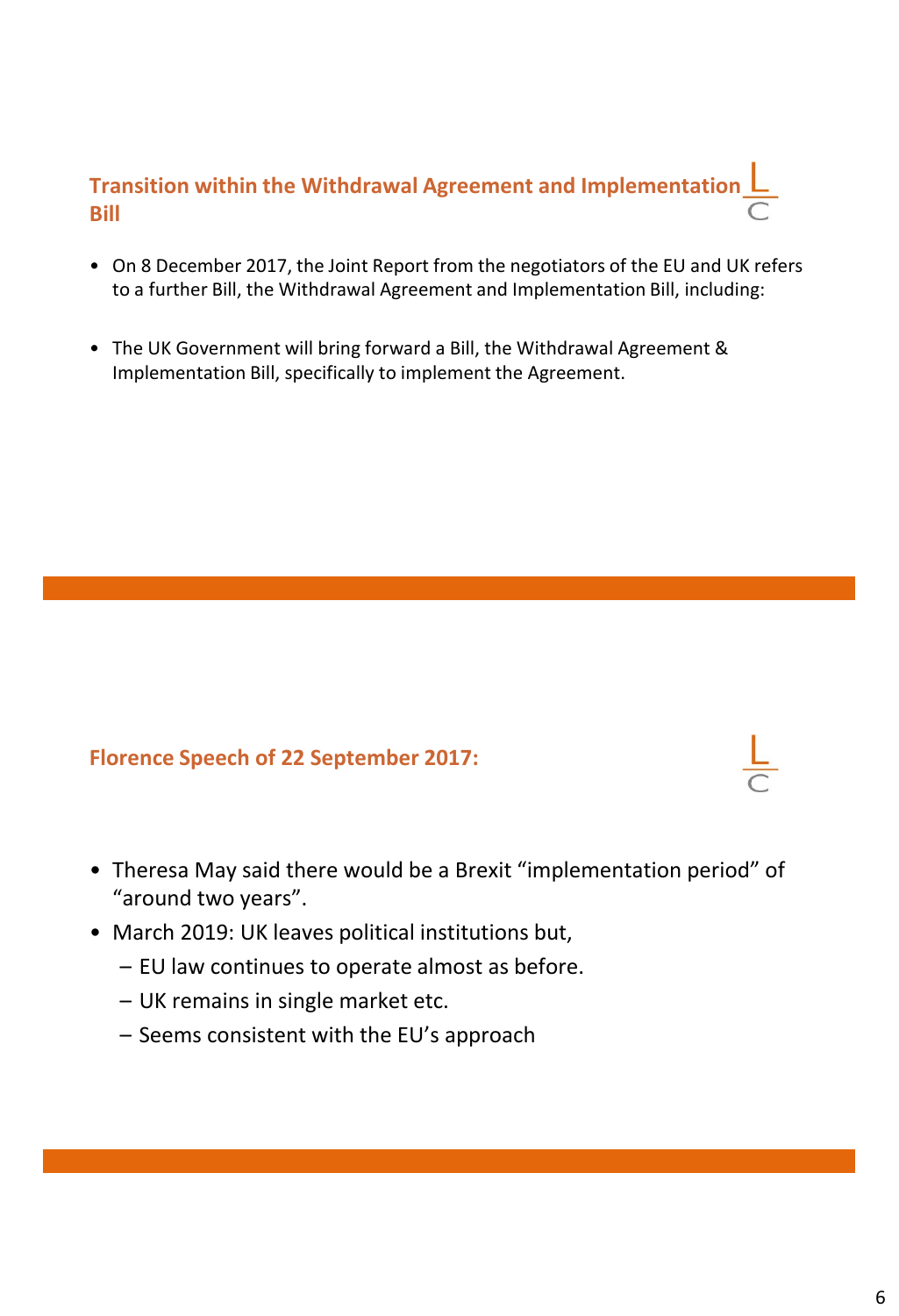## Transition within the Withdrawal Agreement and Implementation Bill

- On 8 December 2017, the Joint Report from the negotiators of the EU and UK refers to a further Bill, the Withdrawal Agreement and Implementation Bill, including:
- The UK Government will bring forward a Bill, the Withdrawal Agreement & Implementation Bill, specifically to implement the Agreement.

## Florence Speech of 22 September 2017:

- Theresa May said there would be a Brexit "implementation period" of "around two years".
- March 2019: UK leaves political institutions but,
  - EU law continues to operate almost as before.
  - UK remains in single market etc.
  - Seems consistent with the EU's approach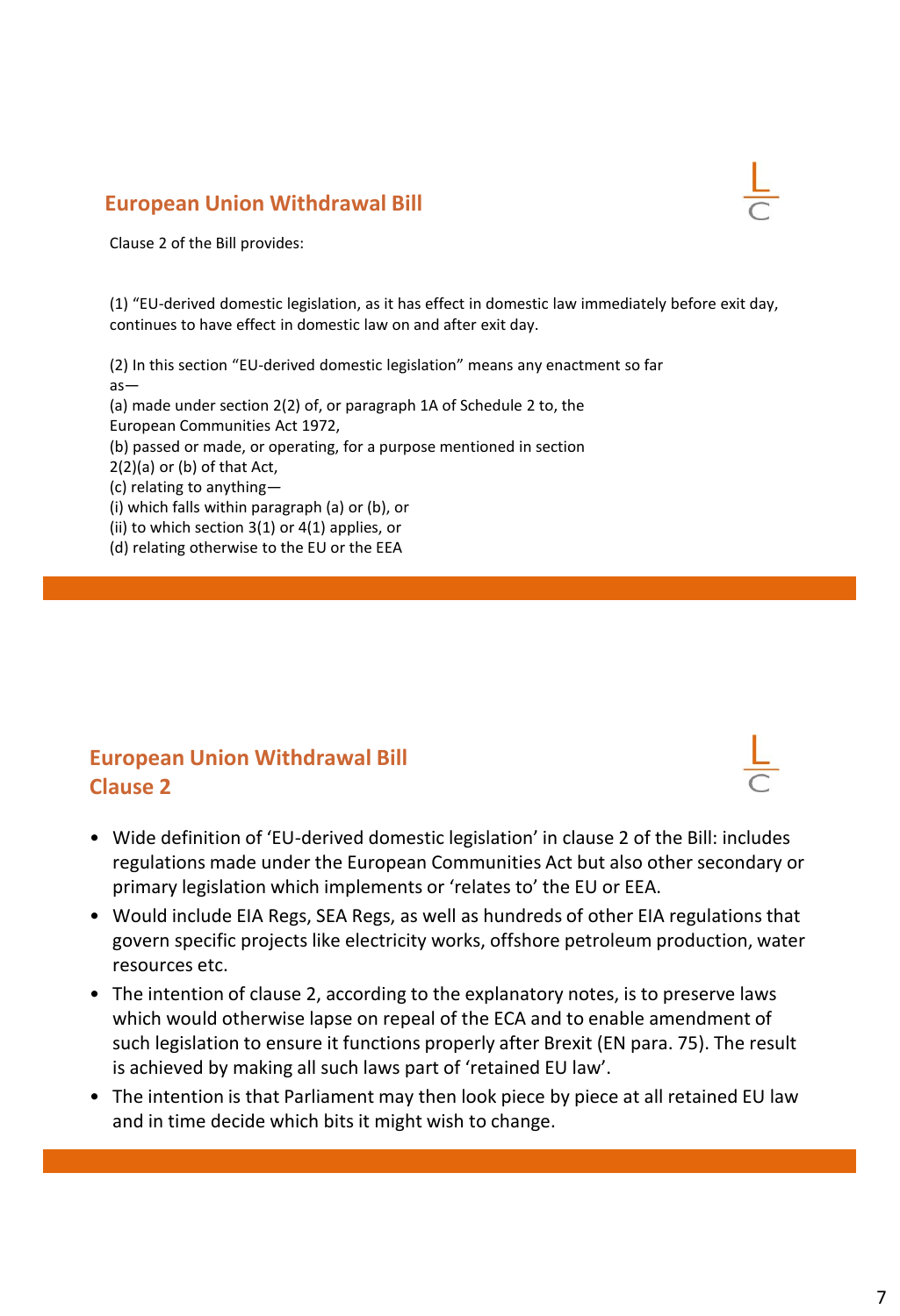## European Union Withdrawal Bill

Clause 2 of the Bill provides:

(1) "EU-derived domestic legislation, as it has effect in domestic law immediately before exit day, continues to have effect in domestic law on and after exit day.

(2) In this section "EU-derived domestic legislation" means any enactment so far as—
(a) made under section 2(2) of, or paragraph 1A of Schedule 2 to, the European Communities Act 1972,
(b) passed or made, or operating, for a purpose mentioned in section 2(2)(a) or (b) of that Act,
(c) relating to anything—
(i) which falls within paragraph (a) or (b), or
(ii) to which section 3(1) or 4(1) applies, or
(d) relating otherwise to the EU or the EEA

## European Union Withdrawal Bill Clause 2

- Wide definition of 'EU-derived domestic legislation' in clause 2 of the Bill: includes regulations made under the European Communities Act but also other secondary or primary legislation which implements or 'relates to' the EU or EEA.
- Would include EIA Regs, SEA Regs, as well as hundreds of other EIA regulations that govern specific projects like electricity works, offshore petroleum production, water resources etc.
- The intention of clause 2, according to the explanatory notes, is to preserve laws which would otherwise lapse on repeal of the ECA and to enable amendment of such legislation to ensure it functions properly after Brexit (EN para. 75). The result is achieved by making all such laws part of 'retained EU law'.
- The intention is that Parliament may then look piece by piece at all retained EU law and in time decide which bits it might wish to change.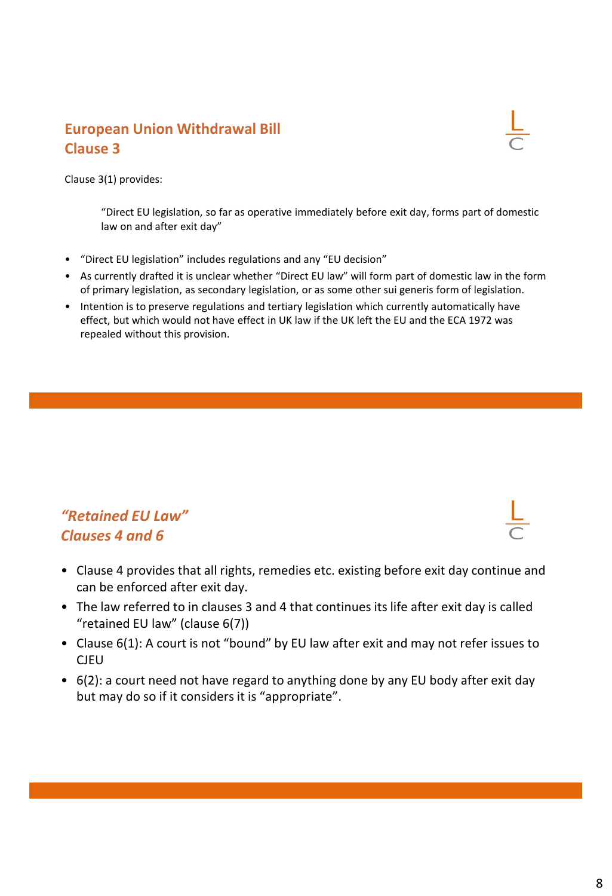## European Union Withdrawal Bill
## Clause 3

Clause 3(1) provides:

> "Direct EU legislation, so far as operative immediately before exit day, forms part of domestic law on and after exit day"

- "Direct EU legislation" includes regulations and any "EU decision"
- As currently drafted it is unclear whether "Direct EU law" will form part of domestic law in the form of primary legislation, as secondary legislation, or as some other sui generis form of legislation.
- Intention is to preserve regulations and tertiary legislation which currently automatically have effect, but which would not have effect in UK law if the UK left the EU and the ECA 1972 was repealed without this provision.

## *"Retained EU Law"*
## *Clauses 4 and 6*

- Clause 4 provides that all rights, remedies etc. existing before exit day continue and can be enforced after exit day.
- The law referred to in clauses 3 and 4 that continues its life after exit day is called "retained EU law" (clause 6(7))
- Clause 6(1): A court is not "bound" by EU law after exit and may not refer issues to CJEU
- 6(2): a court need not have regard to anything done by any EU body after exit day but may do so if it considers it is "appropriate".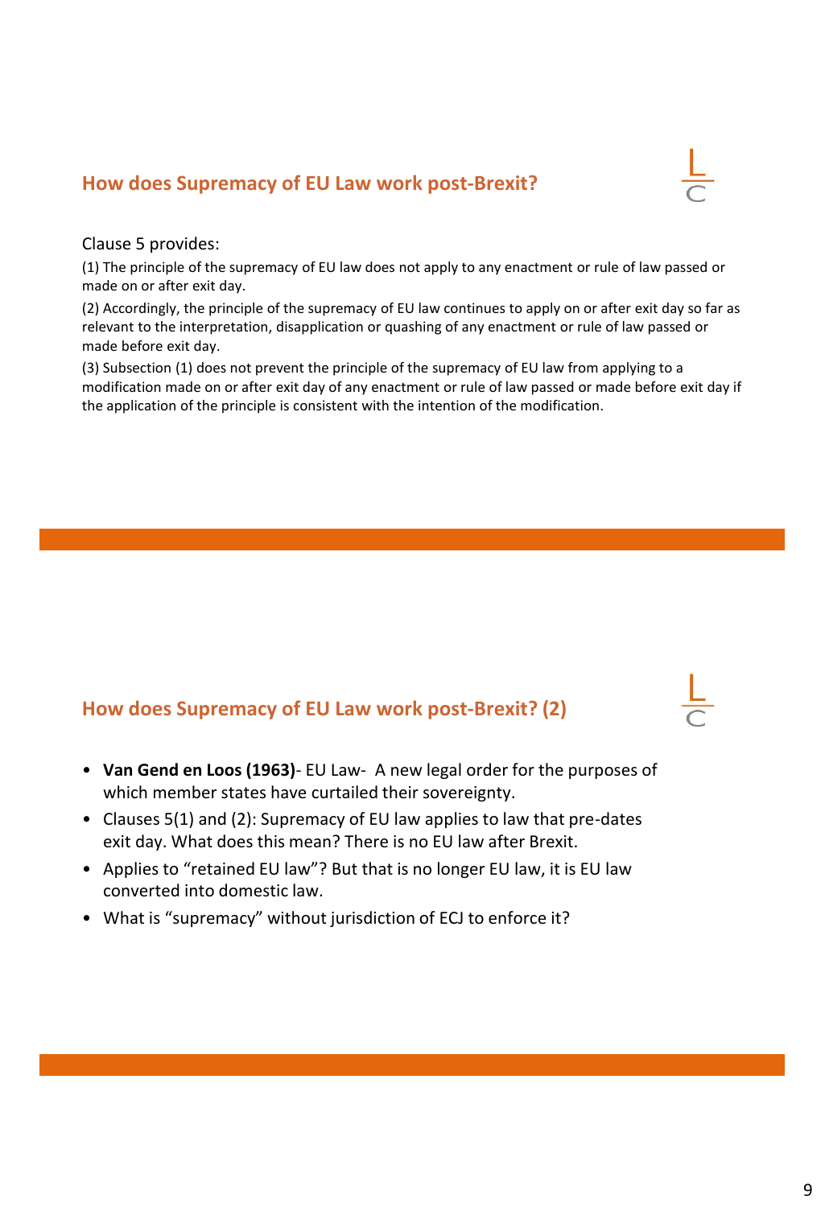## How does Supremacy of EU Law work post-Brexit?

Clause 5 provides:

(1) The principle of the supremacy of EU law does not apply to any enactment or rule of law passed or made on or after exit day.

(2) Accordingly, the principle of the supremacy of EU law continues to apply on or after exit day so far as relevant to the interpretation, disapplication or quashing of any enactment or rule of law passed or made before exit day.

(3) Subsection (1) does not prevent the principle of the supremacy of EU law from applying to a modification made on or after exit day of any enactment or rule of law passed or made before exit day if the application of the principle is consistent with the intention of the modification.

## How does Supremacy of EU Law work post-Brexit? (2)

- **Van Gend en Loos (1963)**- EU Law- A new legal order for the purposes of which member states have curtailed their sovereignty.
- Clauses 5(1) and (2): Supremacy of EU law applies to law that pre-dates exit day. What does this mean? There is no EU law after Brexit.
- Applies to "retained EU law"? But that is no longer EU law, it is EU law converted into domestic law.
- What is "supremacy" without jurisdiction of ECJ to enforce it?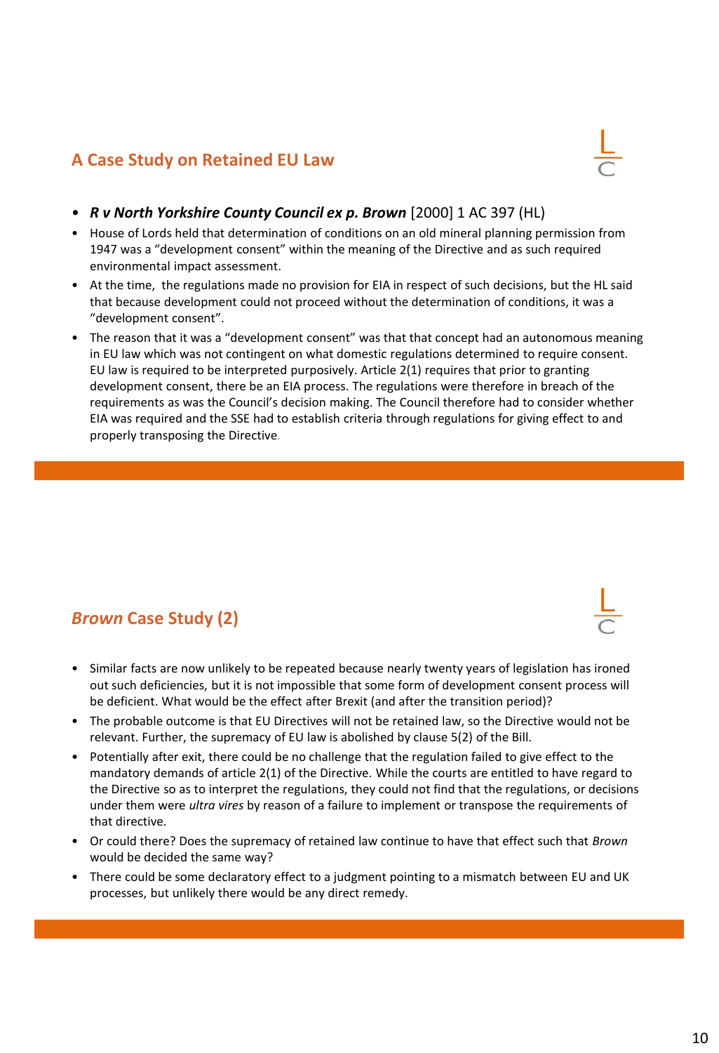## A Case Study on Retained EU Law

- ***R v North Yorkshire County Council ex p. Brown*** [2000] 1 AC 397 (HL)
- House of Lords held that determination of conditions on an old mineral planning permission from 1947 was a "development consent" within the meaning of the Directive and as such required environmental impact assessment.
- At the time, the regulations made no provision for EIA in respect of such decisions, but the HL said that because development could not proceed without the determination of conditions, it was a "development consent".
- The reason that it was a "development consent" was that that concept had an autonomous meaning in EU law which was not contingent on what domestic regulations determined to require consent. EU law is required to be interpreted purposively. Article 2(1) requires that prior to granting development consent, there be an EIA process. The regulations were therefore in breach of the requirements as was the Council's decision making. The Council therefore had to consider whether EIA was required and the SSE had to establish criteria through regulations for giving effect to and properly transposing the Directive.

## *Brown* Case Study (2)

- Similar facts are now unlikely to be repeated because nearly twenty years of legislation has ironed out such deficiencies, but it is not impossible that some form of development consent process will be deficient. What would be the effect after Brexit (and after the transition period)?
- The probable outcome is that EU Directives will not be retained law, so the Directive would not be relevant. Further, the supremacy of EU law is abolished by clause 5(2) of the Bill.
- Potentially after exit, there could be no challenge that the regulation failed to give effect to the mandatory demands of article 2(1) of the Directive. While the courts are entitled to have regard to the Directive so as to interpret the regulations, they could not find that the regulations, or decisions under them were *ultra vires* by reason of a failure to implement or transpose the requirements of that directive.
- Or could there? Does the supremacy of retained law continue to have that effect such that *Brown* would be decided the same way?
- There could be some declaratory effect to a judgment pointing to a mismatch between EU and UK processes, but unlikely there would be any direct remedy.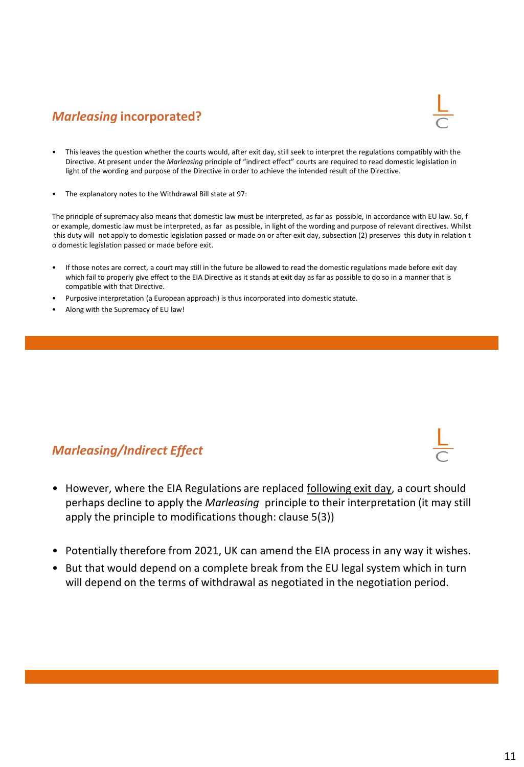## *Marleasing* incorporated?

- This leaves the question whether the courts would, after exit day, still seek to interpret the regulations compatibly with the Directive. At present under the *Marleasing* principle of "indirect effect" courts are required to read domestic legislation in light of the wording and purpose of the Directive in order to achieve the intended result of the Directive.
- The explanatory notes to the Withdrawal Bill state at 97:

The principle of supremacy also means that domestic law must be interpreted, as far as possible, in accordance with EU law. So, for example, domestic law must be interpreted, as far as possible, in light of the wording and purpose of relevant directives. Whilst this duty will not apply to domestic legislation passed or made on or after exit day, subsection (2) preserves this duty in relation to domestic legislation passed or made before exit.

- If those notes are correct, a court may still in the future be allowed to read the domestic regulations made before exit day which fail to properly give effect to the EIA Directive as it stands at exit day as far as possible to do so in a manner that is compatible with that Directive.
- Purposive interpretation (a European approach) is thus incorporated into domestic statute.
- Along with the Supremacy of EU law!

## *Marleasing/Indirect Effect*

- However, where the EIA Regulations are replaced following exit day, a court should perhaps decline to apply the *Marleasing* principle to their interpretation (it may still apply the principle to modifications though: clause 5(3))
- Potentially therefore from 2021, UK can amend the EIA process in any way it wishes.
- But that would depend on a complete break from the EU legal system which in turn will depend on the terms of withdrawal as negotiated in the negotiation period.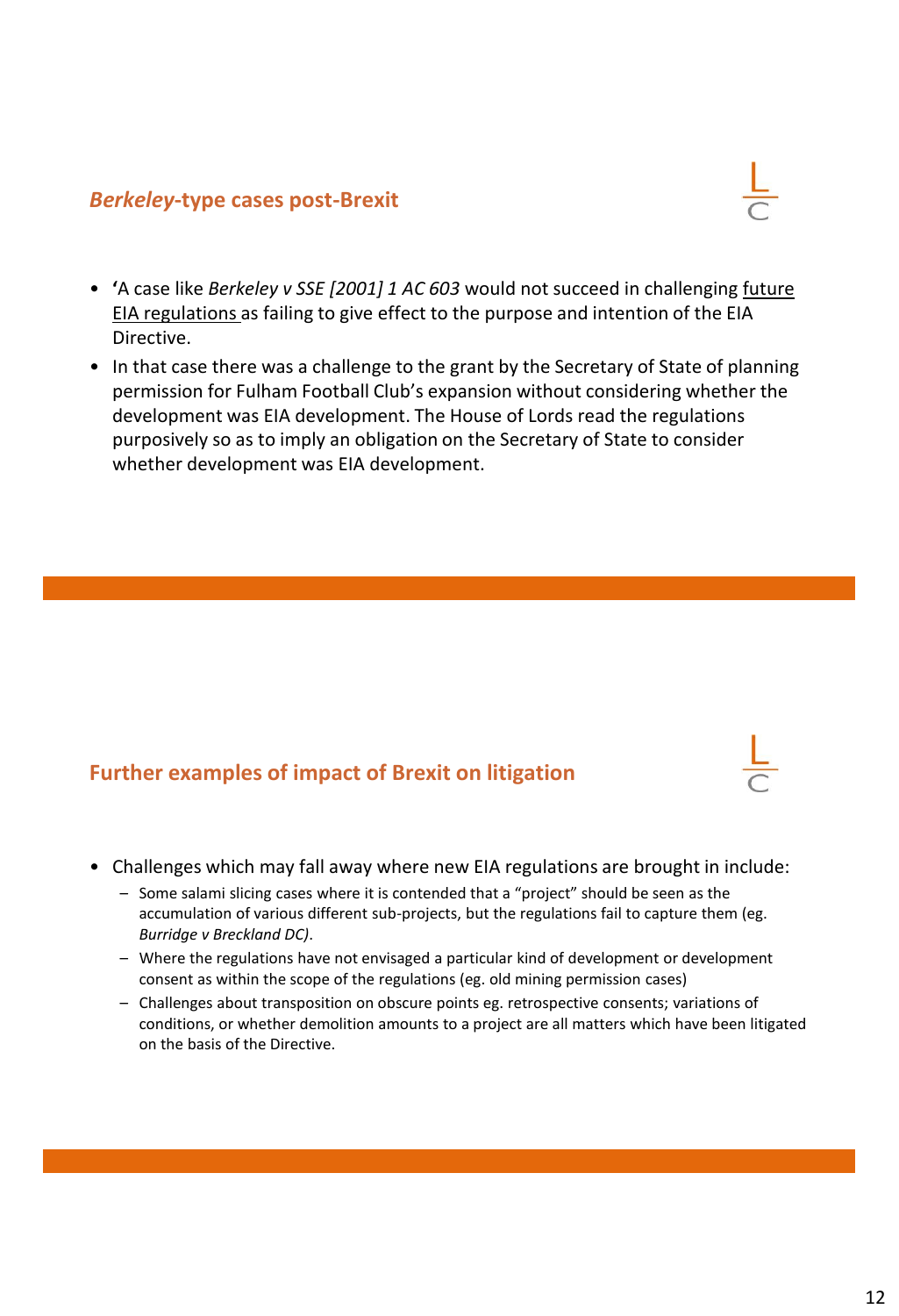## *Berkeley*-type cases post-Brexit

- **'**A case like *Berkeley v SSE [2001] 1 AC 603* would not succeed in challenging future EIA regulations as failing to give effect to the purpose and intention of the EIA Directive.
- In that case there was a challenge to the grant by the Secretary of State of planning permission for Fulham Football Club's expansion without considering whether the development was EIA development. The House of Lords read the regulations purposively so as to imply an obligation on the Secretary of State to consider whether development was EIA development.

## Further examples of impact of Brexit on litigation

- Challenges which may fall away where new EIA regulations are brought in include:
  - Some salami slicing cases where it is contended that a "project" should be seen as the accumulation of various different sub-projects, but the regulations fail to capture them (eg. *Burridge v Breckland DC)*.
  - Where the regulations have not envisaged a particular kind of development or development consent as within the scope of the regulations (eg. old mining permission cases)
  - Challenges about transposition on obscure points eg. retrospective consents; variations of conditions, or whether demolition amounts to a project are all matters which have been litigated on the basis of the Directive.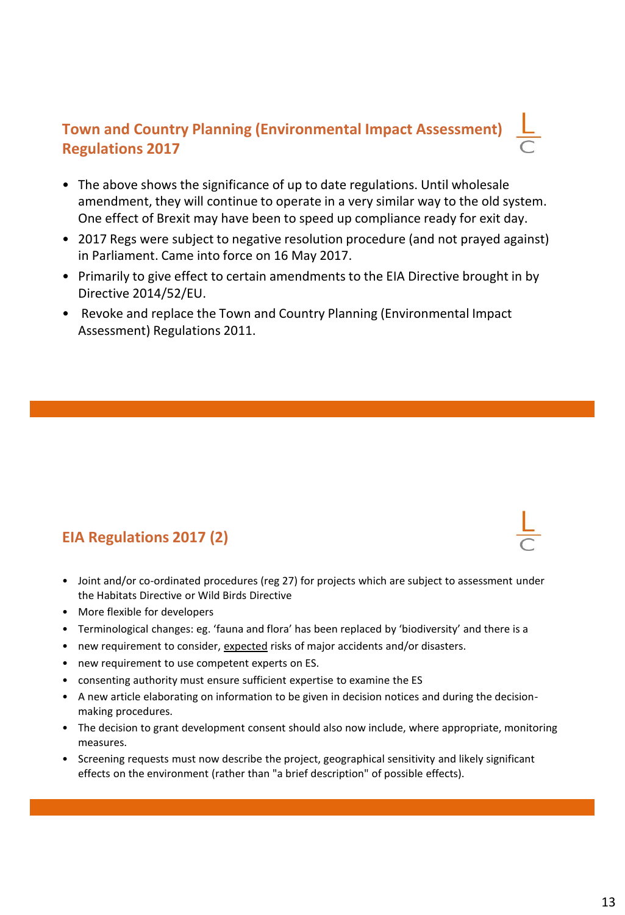## Town and Country Planning (Environmental Impact Assessment) Regulations 2017

- The above shows the significance of up to date regulations. Until wholesale amendment, they will continue to operate in a very similar way to the old system. One effect of Brexit may have been to speed up compliance ready for exit day.
- 2017 Regs were subject to negative resolution procedure (and not prayed against) in Parliament. Came into force on 16 May 2017.
- Primarily to give effect to certain amendments to the EIA Directive brought in by Directive 2014/52/EU.
- Revoke and replace the Town and Country Planning (Environmental Impact Assessment) Regulations 2011.

## EIA Regulations 2017 (2)

- Joint and/or co-ordinated procedures (reg 27) for projects which are subject to assessment under the Habitats Directive or Wild Birds Directive
- More flexible for developers
- Terminological changes: eg. 'fauna and flora' has been replaced by 'biodiversity' and there is a
- new requirement to consider, <u>expected</u> risks of major accidents and/or disasters.
- new requirement to use competent experts on ES.
- consenting authority must ensure sufficient expertise to examine the ES
- A new article elaborating on information to be given in decision notices and during the decision-making procedures.
- The decision to grant development consent should also now include, where appropriate, monitoring measures.
- Screening requests must now describe the project, geographical sensitivity and likely significant effects on the environment (rather than "a brief description" of possible effects).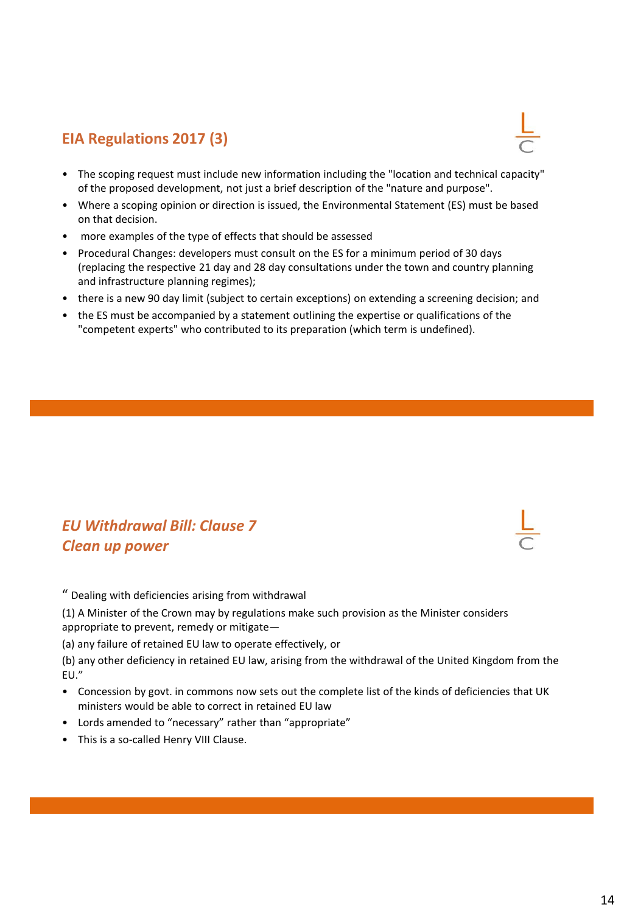## EIA Regulations 2017 (3)

- The scoping request must include new information including the "location and technical capacity" of the proposed development, not just a brief description of the "nature and purpose".
- Where a scoping opinion or direction is issued, the Environmental Statement (ES) must be based on that decision.
- more examples of the type of effects that should be assessed
- Procedural Changes: developers must consult on the ES for a minimum period of 30 days (replacing the respective 21 day and 28 day consultations under the town and country planning and infrastructure planning regimes);
- there is a new 90 day limit (subject to certain exceptions) on extending a screening decision; and
- the ES must be accompanied by a statement outlining the expertise or qualifications of the "competent experts" who contributed to its preparation (which term is undefined).

## *EU Withdrawal Bill: Clause 7*
## *Clean up power*

" Dealing with deficiencies arising from withdrawal

(1) A Minister of the Crown may by regulations make such provision as the Minister considers appropriate to prevent, remedy or mitigate—

(a) any failure of retained EU law to operate effectively, or

(b) any other deficiency in retained EU law, arising from the withdrawal of the United Kingdom from the EU."

- Concession by govt. in commons now sets out the complete list of the kinds of deficiencies that UK ministers would be able to correct in retained EU law
- Lords amended to "necessary" rather than "appropriate"
- This is a so-called Henry VIII Clause.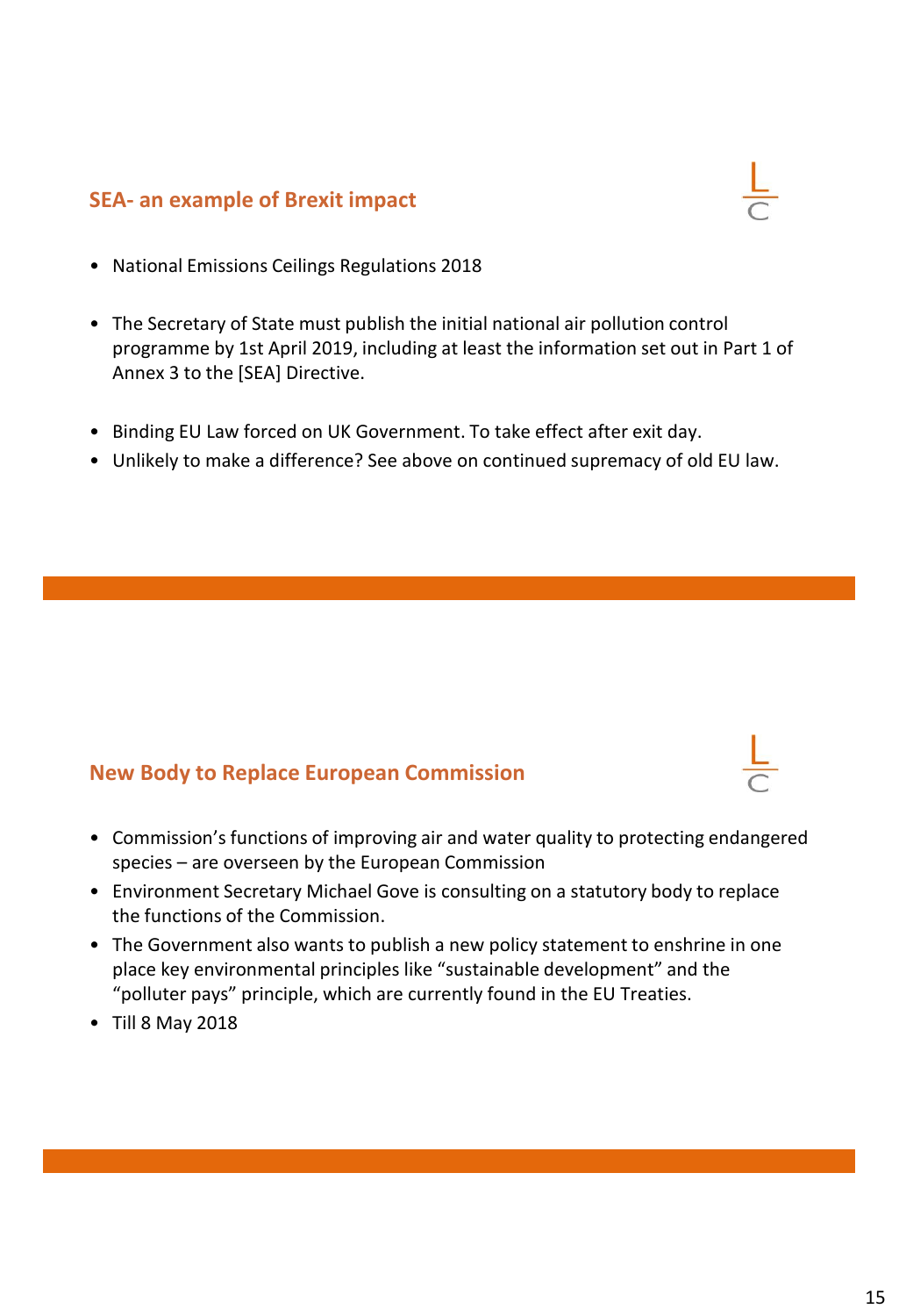## SEA- an example of Brexit impact

- National Emissions Ceilings Regulations 2018
- The Secretary of State must publish the initial national air pollution control programme by 1st April 2019, including at least the information set out in Part 1 of Annex 3 to the [SEA] Directive.
- Binding EU Law forced on UK Government. To take effect after exit day.
- Unlikely to make a difference? See above on continued supremacy of old EU law.

## New Body to Replace European Commission

- Commission's functions of improving air and water quality to protecting endangered species – are overseen by the European Commission
- Environment Secretary Michael Gove is consulting on a statutory body to replace the functions of the Commission.
- The Government also wants to publish a new policy statement to enshrine in one place key environmental principles like "sustainable development" and the "polluter pays" principle, which are currently found in the EU Treaties.
- Till 8 May 2018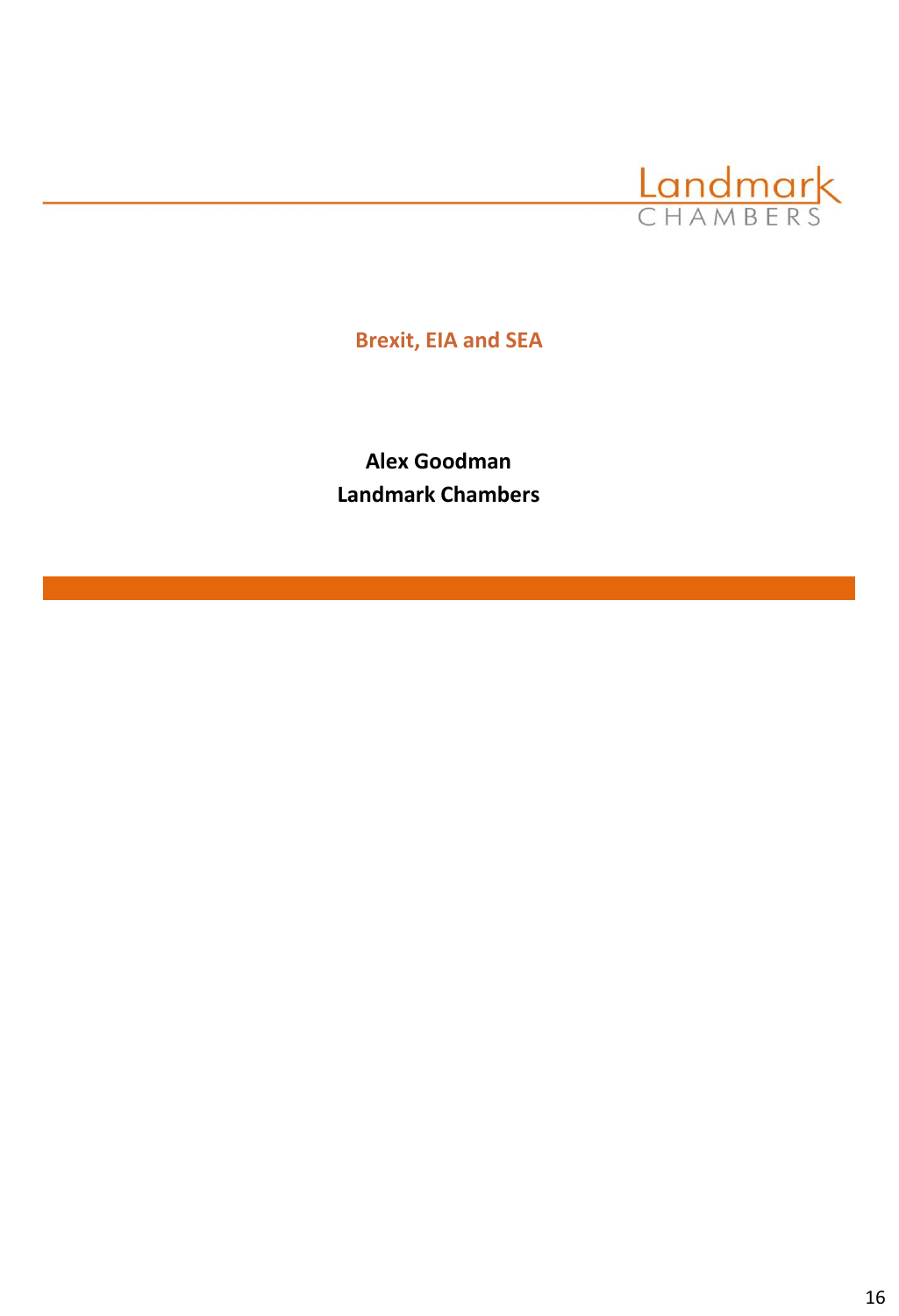Landmark
CHAMBERS

# Brexit, EIA and SEA

**Alex Goodman**
**Landmark Chambers**